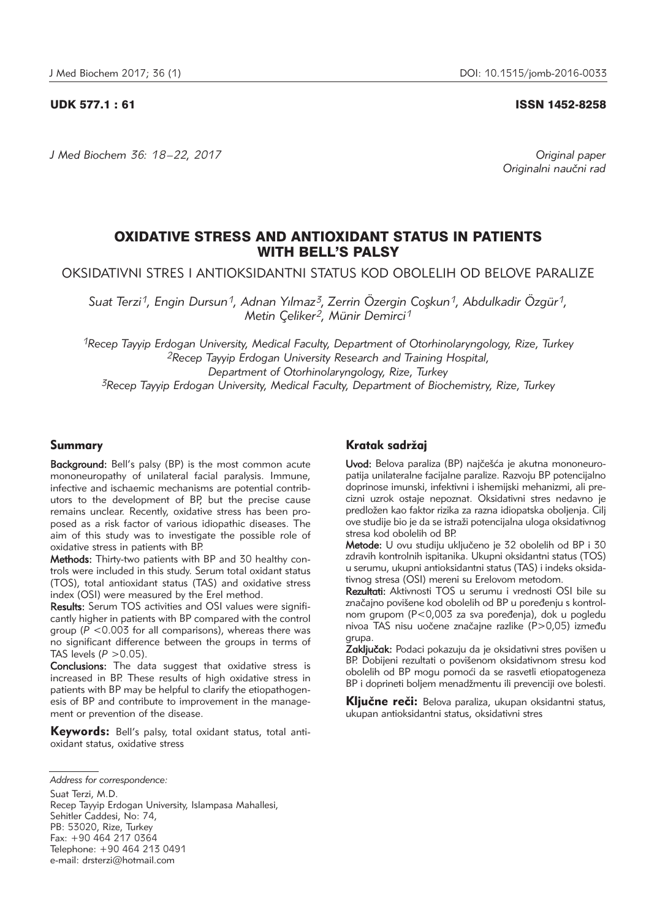UDK 577.1 : 61

ISSN 1452-8258

*J Med Biochem 36: 18–22, 2017*

*Original paper*
*Originalni naučni rad*

# OXIDATIVE STRESS AND ANTIOXIDANT STATUS IN PATIENTS WITH BELL'S PALSY

## OKSIDATIVNI STRES I ANTIOKSIDANTNI STATUS KOD OBOLELIH OD BELOVE PARALIZE

*Suat Terzi[1], Engin Dursun[1], Adnan Yılmaz[3], Zerrin Özergin Coşkun[1], Abdulkadir Özgür[1], Metin Çeliker[2], Münir Demirci[1]*

[1]*Recep Tayyip Erdogan University, Medical Faculty, Department of Otorhinolaryngology, Rize, Turkey*
[2]*Recep Tayyip Erdogan University Research and Training Hospital, Department of Otorhinolaryngology, Rize, Turkey*
[3]*Recep Tayyip Erdogan University, Medical Faculty, Department of Biochemistry, Rize, Turkey*

### Summary

**Background:** Bell's palsy (BP) is the most common acute mononeuropathy of unilateral facial paralysis. Immune, infective and ischaemic mechanisms are potential contributors to the development of BP, but the precise cause remains unclear. Recently, oxidative stress has been proposed as a risk factor of various idiopathic diseases. The aim of this study was to investigate the possible role of oxidative stress in patients with BP.

**Methods:** Thirty-two patients with BP and 30 healthy controls were included in this study. Serum total oxidant status (TOS), total antioxidant status (TAS) and oxidative stress index (OSI) were measured by the Erel method.

**Results:** Serum TOS activities and OSI values were significantly higher in patients with BP compared with the control group ($P < 0.003$ for all comparisons), whereas there was no significant difference between the groups in terms of TAS levels ($P > 0.05$).

**Conclusions:** The data suggest that oxidative stress is increased in BP. These results of high oxidative stress in patients with BP may be helpful to clarify the etiopathogenesis of BP and contribute to improvement in the management or prevention of the disease.

**Keywords:** Bell's palsy, total oxidant status, total antioxidant status, oxidative stress

### Kratak sadržaj

**Uvod:** Belova paraliza (BP) najčešća je akutna mononeuropatija unilateralne facijalne paralize. Razvoju BP potencijalno doprinose imunski, infektivni i ishemijski mehanizmi, ali precizni uzrok ostaje nepoznat. Oksidativni stres nedavno je predložen kao faktor rizika za razna idiopatska oboljenja. Cilj ove studije bio je da se istraži potencijalna uloga oksidativnog stresa kod obolelih od BP.

**Metode:** U ovu studiju uključeno je 32 obolelih od BP i 30 zdravih kontrolnih ispitanika. Ukupni oksidantni status (TOS) u serumu, ukupni antioksidantni status (TAS) i indeks oksidativnog stresa (OSI) mereni su Erelovom metodom.

**Rezultati:** Aktivnosti TOS u serumu i vrednosti OSI bile su značajno povišene kod obolelih od BP u poređenju s kontrolnom grupom (P<0,003 za sva poređenja), dok u pogledu nivoa TAS nisu uočene značajne razlike (P>0,05) između grupa.

**Zaključak:** Podaci pokazuju da je oksidativni stres povišen u BP. Dobijeni rezultati o povišenom oksidativnom stresu kod obolelih od BP mogu pomoći da se rasvetli etiopatogeneza BP i doprineti boljem menadžmentu ili prevenciji ove bolesti.

**Ključne reči:** Belova paraliza, ukupan oksidantni status, ukupan antioksidantni status, oksidativni stres

*Address for correspondence:*

Suat Terzi, M.D.
Recep Tayyip Erdogan University, Islampasa Mahallesi,
Sehitler Caddesi, No: 74,
PB: 53020, Rize, Turkey
Fax: +90 464 217 0364
Telephone: +90 464 213 0491
e-mail: drsterzi@hotmail.com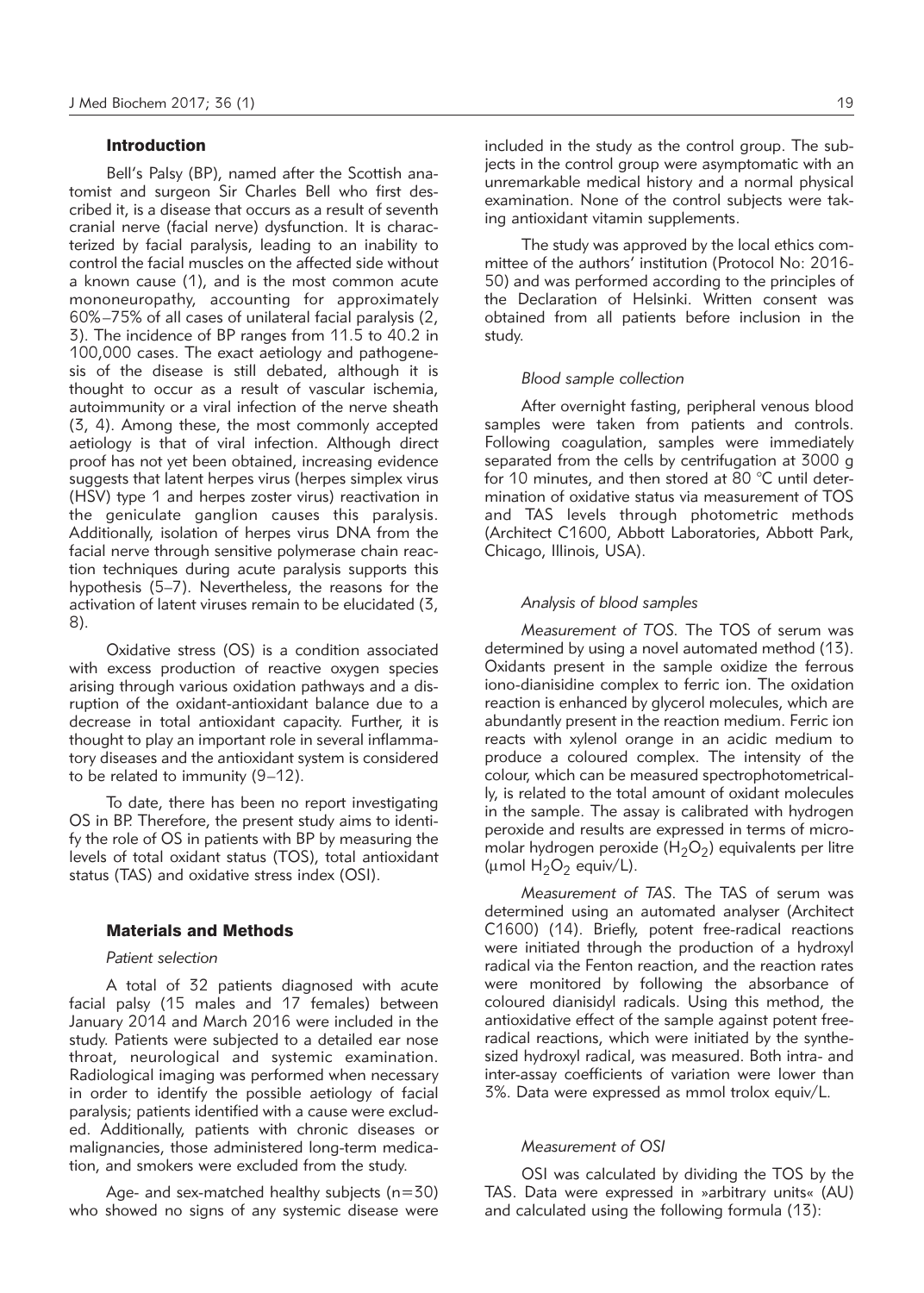## Introduction

Bell's Palsy (BP), named after the Scottish anatomist and surgeon Sir Charles Bell who first described it, is a disease that occurs as a result of seventh cranial nerve (facial nerve) dysfunction. It is characterized by facial paralysis, leading to an inability to control the facial muscles on the affected side without a known cause (1), and is the most common acute mononeuropathy, accounting for approximately 60%–75% of all cases of unilateral facial paralysis (2, 3). The incidence of BP ranges from 11.5 to 40.2 in 100,000 cases. The exact aetiology and pathogenesis of the disease is still debated, although it is thought to occur as a result of vascular ischemia, autoimmunity or a viral infection of the nerve sheath (3, 4). Among these, the most commonly accepted aetiology is that of viral infection. Although direct proof has not yet been obtained, increasing evidence suggests that latent herpes virus (herpes simplex virus (HSV) type 1 and herpes zoster virus) reactivation in the geniculate ganglion causes this paralysis. Additionally, isolation of herpes virus DNA from the facial nerve through sensitive polymerase chain reaction techniques during acute paralysis supports this hypothesis (5–7). Nevertheless, the reasons for the activation of latent viruses remain to be elucidated (3, 8).

Oxidative stress (OS) is a condition associated with excess production of reactive oxygen species arising through various oxidation pathways and a disruption of the oxidant-antioxidant balance due to a decrease in total antioxidant capacity. Further, it is thought to play an important role in several inflammatory diseases and the antioxidant system is considered to be related to immunity (9–12).

To date, there has been no report investigating OS in BP. Therefore, the present study aims to identify the role of OS in patients with BP by measuring the levels of total oxidant status (TOS), total antioxidant status (TAS) and oxidative stress index (OSI).

## Materials and Methods

### *Patient selection*

A total of 32 patients diagnosed with acute facial palsy (15 males and 17 females) between January 2014 and March 2016 were included in the study. Patients were subjected to a detailed ear nose throat, neurological and systemic examination. Radiological imaging was performed when necessary in order to identify the possible aetiology of facial paralysis; patients identified with a cause were excluded. Additionally, patients with chronic diseases or malignancies, those administered long-term medication, and smokers were excluded from the study.

Age- and sex-matched healthy subjects (n=30) who showed no signs of any systemic disease were included in the study as the control group. The subjects in the control group were asymptomatic with an unremarkable medical history and a normal physical examination. None of the control subjects were taking antioxidant vitamin supplements.

The study was approved by the local ethics committee of the authors' institution (Protocol No: 2016-50) and was performed according to the principles of the Declaration of Helsinki. Written consent was obtained from all patients before inclusion in the study.

### *Blood sample collection*

After overnight fasting, peripheral venous blood samples were taken from patients and controls. Following coagulation, samples were immediately separated from the cells by centrifugation at 3000 g for 10 minutes, and then stored at 80 °C until determination of oxidative status via measurement of TOS and TAS levels through photometric methods (Architect C1600, Abbott Laboratories, Abbott Park, Chicago, Illinois, USA).

### *Analysis of blood samples*

*Measurement of TOS.* The TOS of serum was determined by using a novel automated method (13). Oxidants present in the sample oxidize the ferrous iono-dianisidine complex to ferric ion. The oxidation reaction is enhanced by glycerol molecules, which are abundantly present in the reaction medium. Ferric ion reacts with xylenol orange in an acidic medium to produce a coloured complex. The intensity of the colour, which can be measured spectrophotometrically, is related to the total amount of oxidant molecules in the sample. The assay is calibrated with hydrogen peroxide and results are expressed in terms of micromolar hydrogen peroxide ($H_2O_2$) equivalents per litre (μmol $H_2O_2$ equiv/L).

*Measurement of TAS.* The TAS of serum was determined using an automated analyser (Architect C1600) (14). Briefly, potent free-radical reactions were initiated through the production of a hydroxyl radical via the Fenton reaction, and the reaction rates were monitored by following the absorbance of coloured dianisidyl radicals. Using this method, the antioxidative effect of the sample against potent free-radical reactions, which were initiated by the synthesized hydroxyl radical, was measured. Both intra- and inter-assay coefficients of variation were lower than 3%. Data were expressed as mmol trolox equiv/L.

### *Measurement of OSI*

OSI was calculated by dividing the TOS by the TAS. Data were expressed in »arbitrary units« (AU) and calculated using the following formula (13):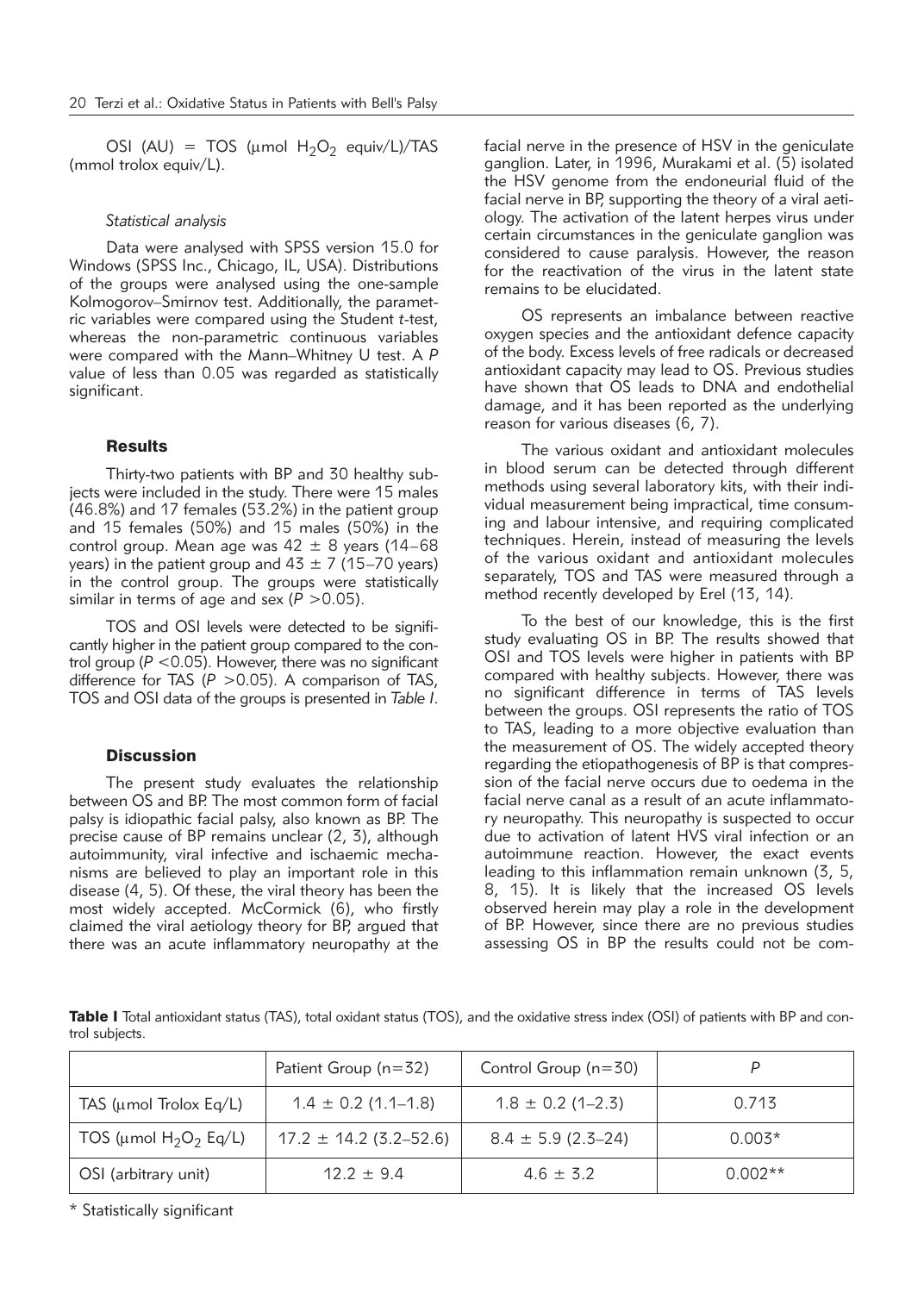OSI (AU) = TOS (μmol $H_2O_2$ equiv/L)/TAS (mmol trolox equiv/L).

### *Statistical analysis*

Data were analysed with SPSS version 15.0 for Windows (SPSS Inc., Chicago, IL, USA). Distributions of the groups were analysed using the one-sample Kolmogorov–Smirnov test. Additionally, the parametric variables were compared using the Student *t*-test, whereas the non-parametric continuous variables were compared with the Mann–Whitney U test. A *P* value of less than 0.05 was regarded as statistically significant.

## Results

Thirty-two patients with BP and 30 healthy subjects were included in the study. There were 15 males (46.8%) and 17 females (53.2%) in the patient group and 15 females (50%) and 15 males (50%) in the control group. Mean age was 42 ± 8 years (14–68 years) in the patient group and 43 ± 7 (15–70 years) in the control group. The groups were statistically similar in terms of age and sex ($P > 0.05$).

TOS and OSI levels were detected to be significantly higher in the patient group compared to the control group ($P < 0.05$). However, there was no significant difference for TAS ($P > 0.05$). A comparison of TAS, TOS and OSI data of the groups is presented in *Table I*.

## Discussion

The present study evaluates the relationship between OS and BP. The most common form of facial palsy is idiopathic facial palsy, also known as BP. The precise cause of BP remains unclear (2, 3), although autoimmunity, viral infective and ischaemic mechanisms are believed to play an important role in this disease (4, 5). Of these, the viral theory has been the most widely accepted. McCormick (6), who firstly claimed the viral aetiology theory for BP, argued that there was an acute inflammatory neuropathy at the facial nerve in the presence of HSV in the geniculate ganglion. Later, in 1996, Murakami et al. (5) isolated the HSV genome from the endoneurial fluid of the facial nerve in BP, supporting the theory of a viral aetiology. The activation of the latent herpes virus under certain circumstances in the geniculate ganglion was considered to cause paralysis. However, the reason for the reactivation of the virus in the latent state remains to be elucidated.

OS represents an imbalance between reactive oxygen species and the antioxidant defence capacity of the body. Excess levels of free radicals or decreased antioxidant capacity may lead to OS. Previous studies have shown that OS leads to DNA and endothelial damage, and it has been reported as the underlying reason for various diseases (6, 7).

The various oxidant and antioxidant molecules in blood serum can be detected through different methods using several laboratory kits, with their individual measurement being impractical, time consuming and labour intensive, and requiring complicated techniques. Herein, instead of measuring the levels of the various oxidant and antioxidant molecules separately, TOS and TAS were measured through a method recently developed by Erel (13, 14).

To the best of our knowledge, this is the first study evaluating OS in BP. The results showed that OSI and TOS levels were higher in patients with BP compared with healthy subjects. However, there was no significant difference in terms of TAS levels between the groups. OSI represents the ratio of TOS to TAS, leading to a more objective evaluation than the measurement of OS. The widely accepted theory regarding the etiopathogenesis of BP is that compression of the facial nerve occurs due to oedema in the facial nerve canal as a result of an acute inflammatory neuropathy. This neuropathy is suspected to occur due to activation of latent HVS viral infection or an autoimmune reaction. However, the exact events leading to this inflammation remain unknown (3, 5, 8, 15). It is likely that the increased OS levels observed herein may play a role in the development of BP. However, since there are no previous studies assessing OS in BP the results could not be com-

**Table I** Total antioxidant status (TAS), total oxidant status (TOS), and the oxidative stress index (OSI) of patients with BP and control subjects.

| | Patient Group (n=32) | Control Group (n=30) | *P* |
|---|---|---|---|
| TAS (μmol Trolox Eq/L) | 1.4 ± 0.2 (1.1–1.8) | 1.8 ± 0.2 (1–2.3) | 0.713 |
| TOS (μmol $H_2O_2$ Eq/L) | 17.2 ± 14.2 (3.2–52.6) | 8.4 ± 5.9 (2.3–24) | 0.003* |
| OSI (arbitrary unit) | 12.2 ± 9.4 | 4.6 ± 3.2 | 0.002** |

\* Statistically significant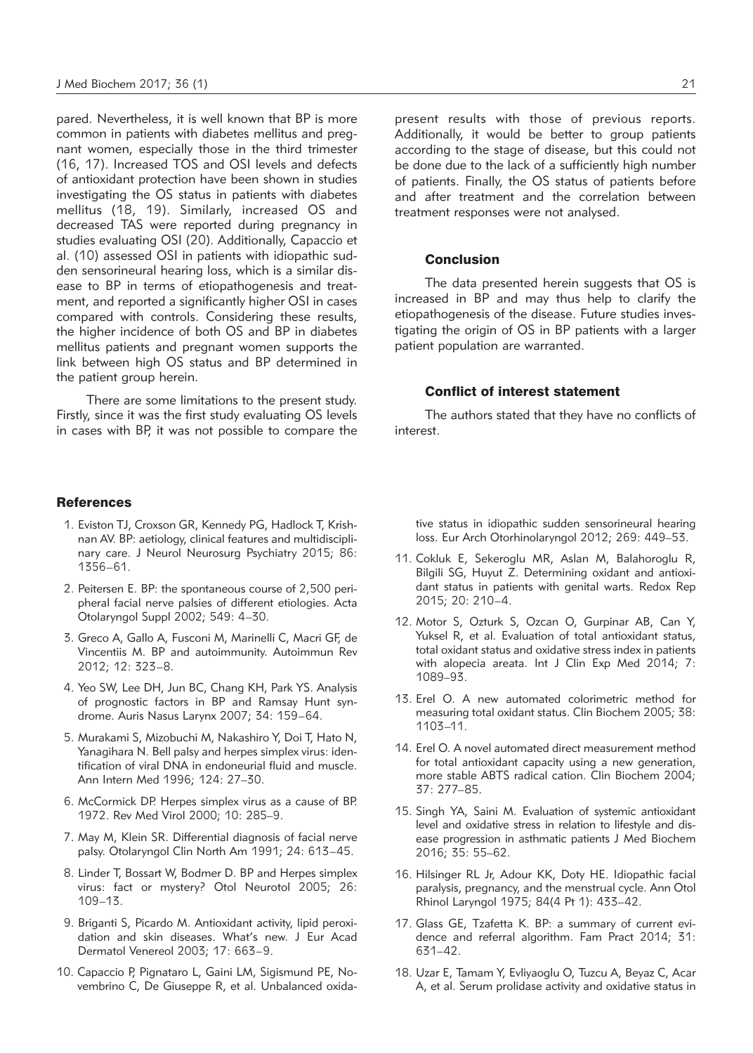pared. Nevertheless, it is well known that BP is more common in patients with diabetes mellitus and pregnant women, especially those in the third trimester (16, 17). Increased TOS and OSI levels and defects of antioxidant protection have been shown in studies investigating the OS status in patients with diabetes mellitus (18, 19). Similarly, increased OS and decreased TAS were reported during pregnancy in studies evaluating OSI (20). Additionally, Capaccio et al. (10) assessed OSI in patients with idiopathic sudden sensorineural hearing loss, which is a similar disease to BP in terms of etiopathogenesis and treatment, and reported a significantly higher OSI in cases compared with controls. Considering these results, the higher incidence of both OS and BP in diabetes mellitus patients and pregnant women supports the link between high OS status and BP determined in the patient group herein.

There are some limitations to the present study. Firstly, since it was the first study evaluating OS levels in cases with BP, it was not possible to compare the present results with those of previous reports. Additionally, it would be better to group patients according to the stage of disease, but this could not be done due to the lack of a sufficiently high number of patients. Finally, the OS status of patients before and after treatment and the correlation between treatment responses were not analysed.

## Conclusion

The data presented herein suggests that OS is increased in BP and may thus help to clarify the etiopathogenesis of the disease. Future studies investigating the origin of OS in BP patients with a larger patient population are warranted.

## Conflict of interest statement

The authors stated that they have no conflicts of interest.

## References

1. Eviston TJ, Croxson GR, Kennedy PG, Hadlock T, Krishnan AV. BP: aetiology, clinical features and multidisciplinary care. J Neurol Neurosurg Psychiatry 2015; 86: 1356–61.
2. Peitersen E. BP: the spontaneous course of 2,500 peripheral facial nerve palsies of different etiologies. Acta Otolaryngol Suppl 2002; 549: 4–30.
3. Greco A, Gallo A, Fusconi M, Marinelli C, Macri GF, de Vincentiis M. BP and autoimmunity. Autoimmun Rev 2012; 12: 323–8.
4. Yeo SW, Lee DH, Jun BC, Chang KH, Park YS. Analysis of prognostic factors in BP and Ramsay Hunt syndrome. Auris Nasus Larynx 2007; 34: 159–64.
5. Murakami S, Mizobuchi M, Nakashiro Y, Doi T, Hato N, Yanagihara N. Bell palsy and herpes simplex virus: identification of viral DNA in endoneurial fluid and muscle. Ann Intern Med 1996; 124: 27–30.
6. McCormick DP. Herpes simplex virus as a cause of BP. 1972. Rev Med Virol 2000; 10: 285–9.
7. May M, Klein SR. Differential diagnosis of facial nerve palsy. Otolaryngol Clin North Am 1991; 24: 613–45.
8. Linder T, Bossart W, Bodmer D. BP and Herpes simplex virus: fact or mystery? Otol Neurotol 2005; 26: 109–13.
9. Briganti S, Picardo M. Antioxidant activity, lipid peroxidation and skin diseases. What's new. J Eur Acad Dermatol Venereol 2003; 17: 663–9.
10. Capaccio P, Pignataro L, Gaini LM, Sigismund PE, Novembrino C, De Giuseppe R, et al. Unbalanced oxidative status in idiopathic sudden sensorineural hearing loss. Eur Arch Otorhinolaryngol 2012; 269: 449–53.
11. Cokluk E, Sekeroglu MR, Aslan M, Balahoroglu R, Bilgili SG, Huyut Z. Determining oxidant and antioxidant status in patients with genital warts. Redox Rep 2015; 20: 210–4.
12. Motor S, Ozturk S, Ozcan O, Gurpinar AB, Can Y, Yuksel R, et al. Evaluation of total antioxidant status, total oxidant status and oxidative stress index in patients with alopecia areata. Int J Clin Exp Med 2014; 7: 1089–93.
13. Erel O. A new automated colorimetric method for measuring total oxidant status. Clin Biochem 2005; 38: 1103–11.
14. Erel O. A novel automated direct measurement method for total antioxidant capacity using a new generation, more stable ABTS radical cation. Clin Biochem 2004; 37: 277–85.
15. Singh YA, Saini M. Evaluation of systemic antioxidant level and oxidative stress in relation to lifestyle and disease progression in asthmatic patients J Med Biochem 2016; 35: 55–62.
16. Hilsinger RL Jr, Adour KK, Doty HE. Idiopathic facial paralysis, pregnancy, and the menstrual cycle. Ann Otol Rhinol Laryngol 1975; 84(4 Pt 1): 433–42.
17. Glass GE, Tzafetta K. BP: a summary of current evidence and referral algorithm. Fam Pract 2014; 31: 631–42.
18. Uzar E, Tamam Y, Evliyaoglu O, Tuzcu A, Beyaz C, Acar A, et al. Serum prolidase activity and oxidative status in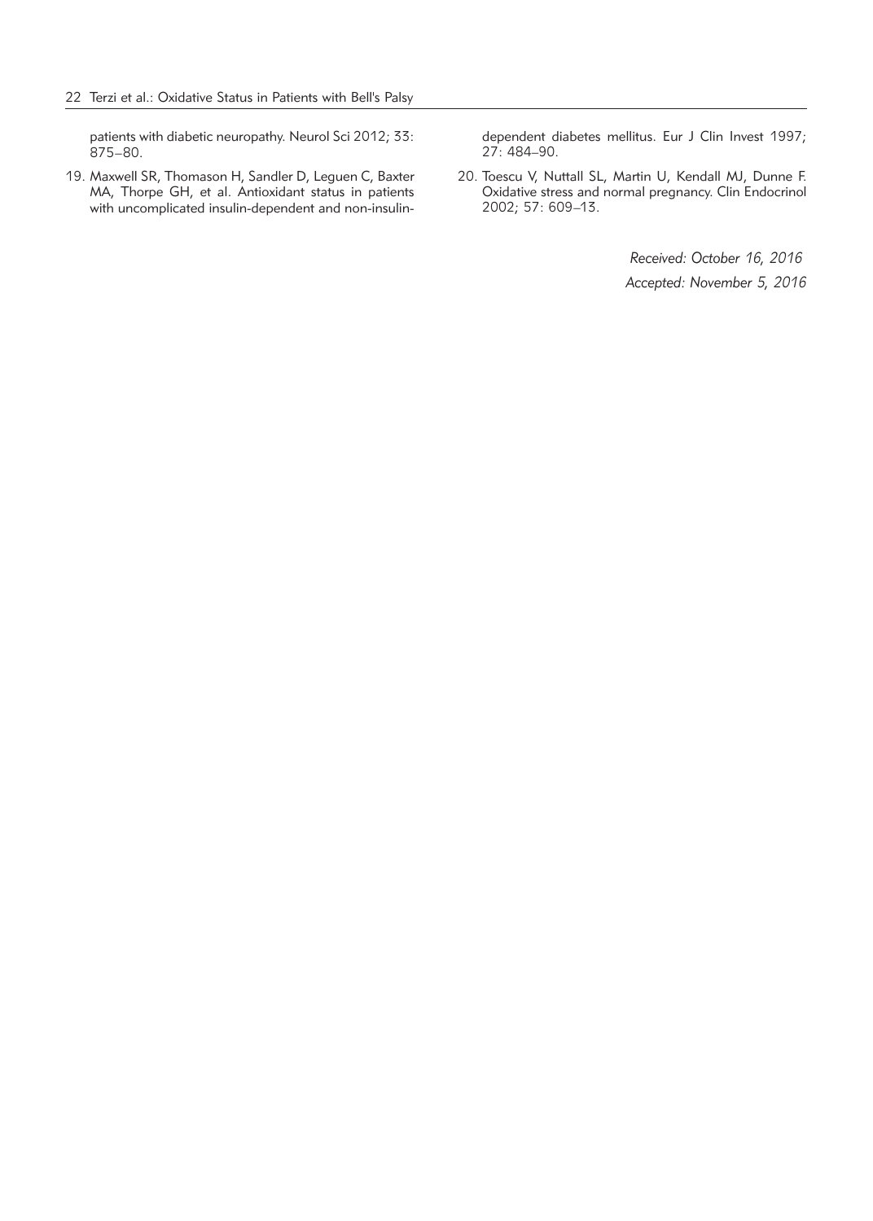patients with diabetic neuropathy. Neurol Sci 2012; 33: 875–80.

19. Maxwell SR, Thomason H, Sandler D, Leguen C, Baxter MA, Thorpe GH, et al. Antioxidant status in patients with uncomplicated insulin-dependent and non-insulin-dependent diabetes mellitus. Eur J Clin Invest 1997; 27: 484–90.

20. Toescu V, Nuttall SL, Martin U, Kendall MJ, Dunne F. Oxidative stress and normal pregnancy. Clin Endocrinol 2002; 57: 609–13.

*Received: October 16, 2016*

*Accepted: November 5, 2016*